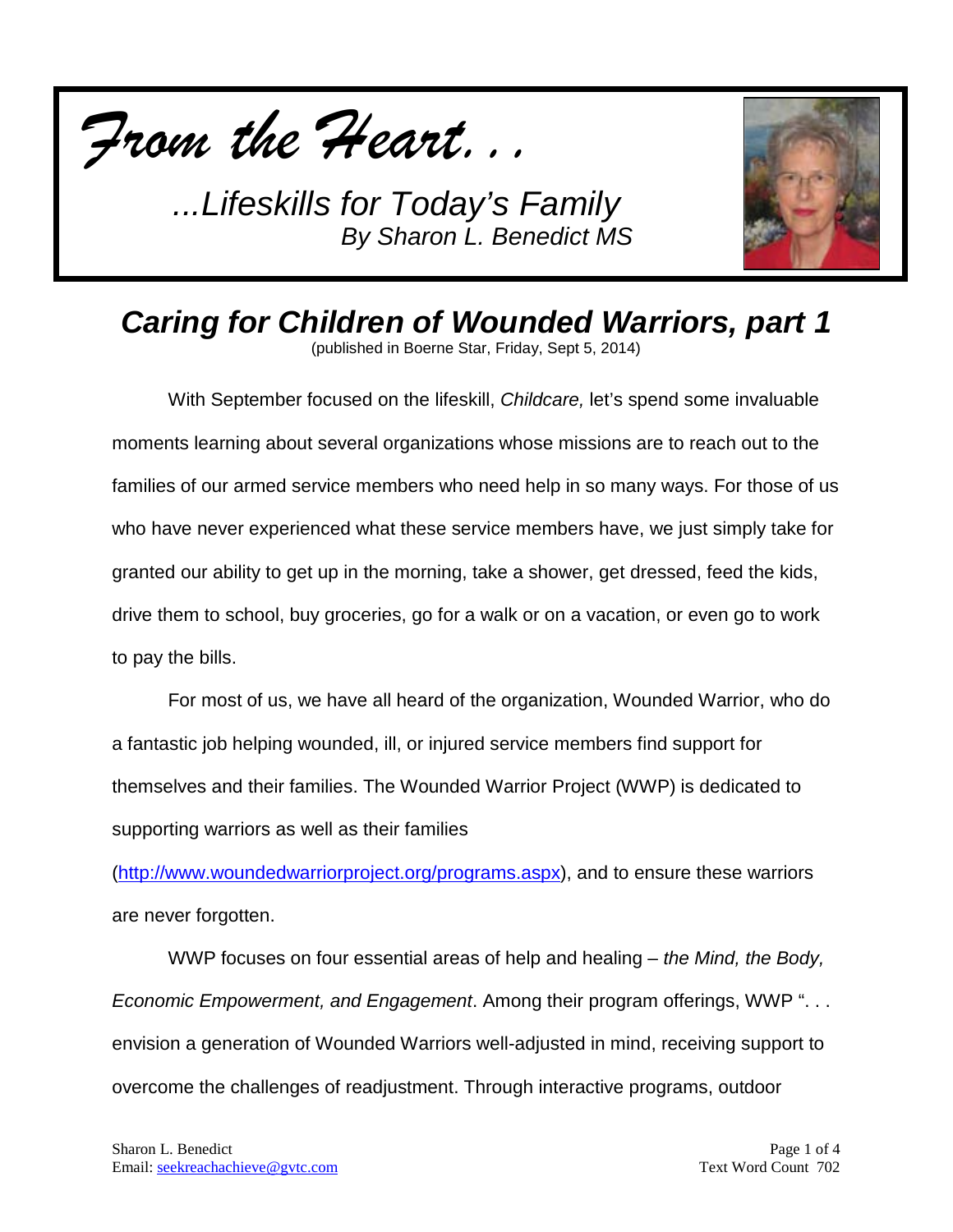*From the Heart...*

*...Lifeskills for Today's Family*
*By Sharon L. Benedict MS*

# *Caring for Children of Wounded Warriors, part 1*

(published in Boerne Star, Friday, Sept 5, 2014)

With September focused on the lifeskill, *Childcare,* let's spend some invaluable moments learning about several organizations whose missions are to reach out to the families of our armed service members who need help in so many ways. For those of us who have never experienced what these service members have, we just simply take for granted our ability to get up in the morning, take a shower, get dressed, feed the kids, drive them to school, buy groceries, go for a walk or on a vacation, or even go to work to pay the bills.

For most of us, we have all heard of the organization, Wounded Warrior, who do a fantastic job helping wounded, ill, or injured service members find support for themselves and their families. The Wounded Warrior Project (WWP) is dedicated to supporting warriors as well as their families (http://www.woundedwarriorproject.org/programs.aspx), and to ensure these warriors are never forgotten.

WWP focuses on four essential areas of help and healing – *the Mind, the Body, Economic Empowerment, and Engagement*. Among their program offerings, WWP ". . . envision a generation of Wounded Warriors well-adjusted in mind, receiving support to overcome the challenges of readjustment. Through interactive programs, outdoor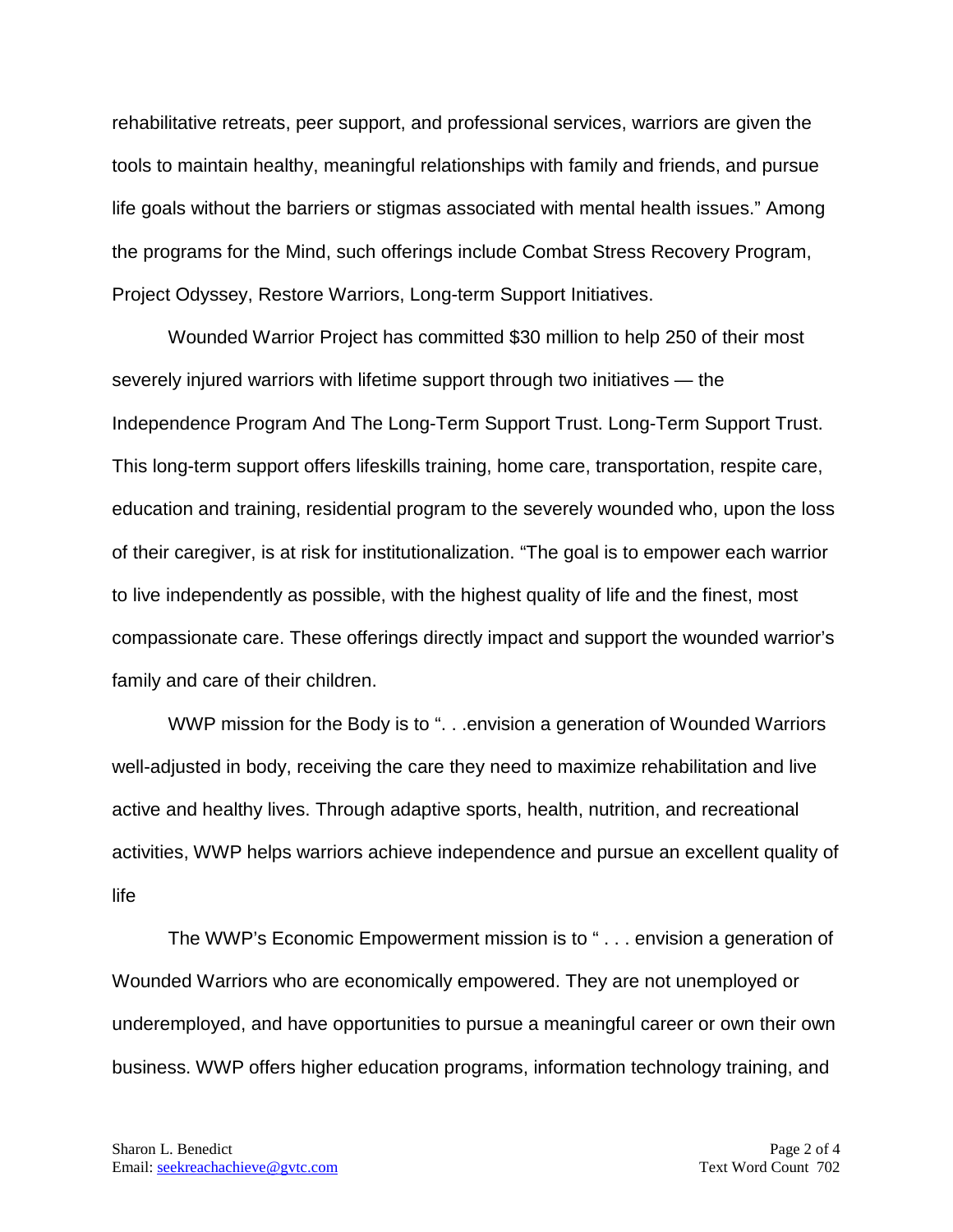rehabilitative retreats, peer support, and professional services, warriors are given the tools to maintain healthy, meaningful relationships with family and friends, and pursue life goals without the barriers or stigmas associated with mental health issues." Among the programs for the Mind, such offerings include Combat Stress Recovery Program, Project Odyssey, Restore Warriors, Long-term Support Initiatives.

Wounded Warrior Project has committed $30 million to help 250 of their most severely injured warriors with lifetime support through two initiatives — the Independence Program And The Long-Term Support Trust. Long-Term Support Trust. This long-term support offers lifeskills training, home care, transportation, respite care, education and training, residential program to the severely wounded who, upon the loss of their caregiver, is at risk for institutionalization. "The goal is to empower each warrior to live independently as possible, with the highest quality of life and the finest, most compassionate care. These offerings directly impact and support the wounded warrior's family and care of their children.

WWP mission for the Body is to ". . .envision a generation of Wounded Warriors well-adjusted in body, receiving the care they need to maximize rehabilitation and live active and healthy lives. Through adaptive sports, health, nutrition, and recreational activities, WWP helps warriors achieve independence and pursue an excellent quality of life

The WWP's Economic Empowerment mission is to " . . . envision a generation of Wounded Warriors who are economically empowered. They are not unemployed or underemployed, and have opportunities to pursue a meaningful career or own their own business. WWP offers higher education programs, information technology training, and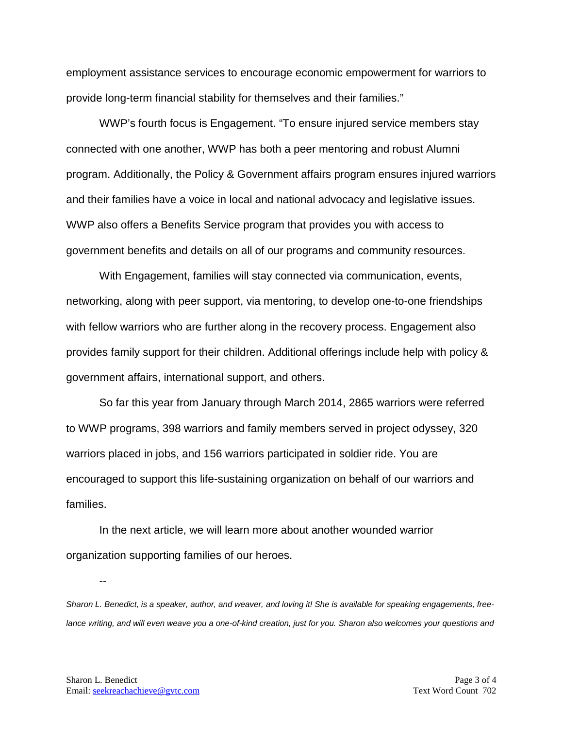employment assistance services to encourage economic empowerment for warriors to provide long-term financial stability for themselves and their families."

WWP's fourth focus is Engagement. "To ensure injured service members stay connected with one another, WWP has both a peer mentoring and robust Alumni program. Additionally, the Policy & Government affairs program ensures injured warriors and their families have a voice in local and national advocacy and legislative issues. WWP also offers a Benefits Service program that provides you with access to government benefits and details on all of our programs and community resources.

With Engagement, families will stay connected via communication, events, networking, along with peer support, via mentoring, to develop one-to-one friendships with fellow warriors who are further along in the recovery process. Engagement also provides family support for their children. Additional offerings include help with policy & government affairs, international support, and others.

So far this year from January through March 2014, 2865 warriors were referred to WWP programs, 398 warriors and family members served in project odyssey, 320 warriors placed in jobs, and 156 warriors participated in soldier ride. You are encouraged to support this life-sustaining organization on behalf of our warriors and families.

In the next article, we will learn more about another wounded warrior organization supporting families of our heroes.

--

*Sharon L. Benedict, is a speaker, author, and weaver, and loving it! She is available for speaking engagements, free-lance writing, and will even weave you a one-of-kind creation, just for you. Sharon also welcomes your questions and*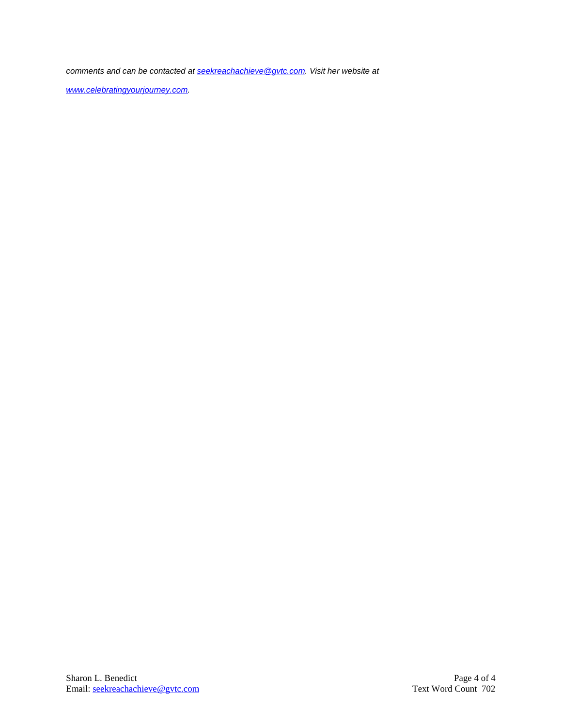*comments and can be contacted at [seekreachachieve@gvtc.com](mailto:seekreachachieve@gvtc.com). Visit her website at [www.celebratingyourjourney.com](http://www.celebratingyourjourney.com).*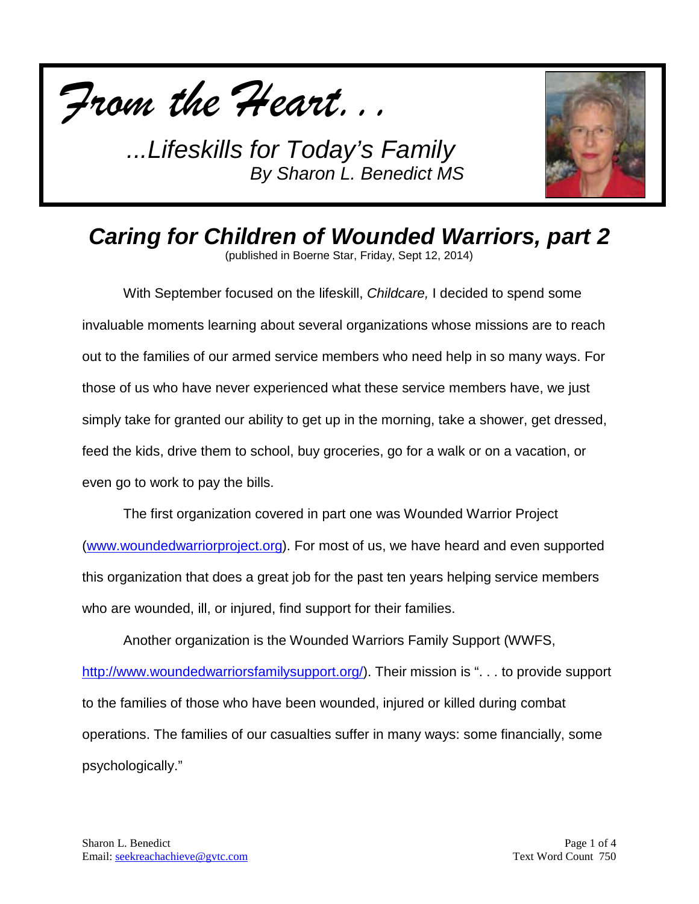*From the Heart...*

*...Lifeskills for Today's Family*
*By Sharon L. Benedict MS*

# *Caring for Children of Wounded Warriors, part 2*

(published in Boerne Star, Friday, Sept 12, 2014)

With September focused on the lifeskill, *Childcare,* I decided to spend some invaluable moments learning about several organizations whose missions are to reach out to the families of our armed service members who need help in so many ways. For those of us who have never experienced what these service members have, we just simply take for granted our ability to get up in the morning, take a shower, get dressed, feed the kids, drive them to school, buy groceries, go for a walk or on a vacation, or even go to work to pay the bills.

The first organization covered in part one was Wounded Warrior Project (www.woundedwarriorproject.org). For most of us, we have heard and even supported this organization that does a great job for the past ten years helping service members who are wounded, ill, or injured, find support for their families.

Another organization is the Wounded Warriors Family Support (WWFS, http://www.woundedwarriorsfamilysupport.org/). Their mission is ". . . to provide support to the families of those who have been wounded, injured or killed during combat operations. The families of our casualties suffer in many ways: some financially, some psychologically."

Sharon L. Benedict
Email: seekreachachieve@gvtc.com

Text Word Count 750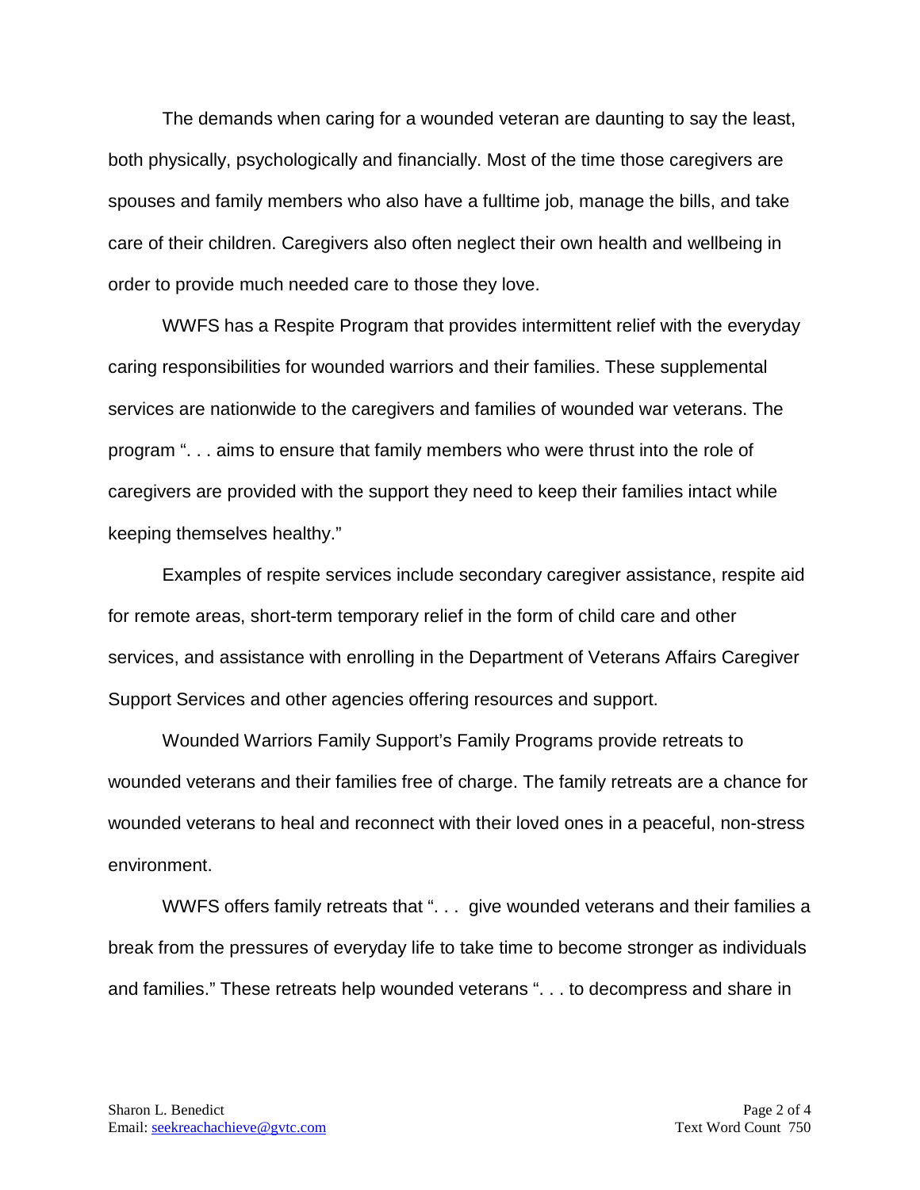The demands when caring for a wounded veteran are daunting to say the least, both physically, psychologically and financially. Most of the time those caregivers are spouses and family members who also have a fulltime job, manage the bills, and take care of their children. Caregivers also often neglect their own health and wellbeing in order to provide much needed care to those they love.

WWFS has a Respite Program that provides intermittent relief with the everyday caring responsibilities for wounded warriors and their families. These supplemental services are nationwide to the caregivers and families of wounded war veterans. The program ". . . aims to ensure that family members who were thrust into the role of caregivers are provided with the support they need to keep their families intact while keeping themselves healthy."

Examples of respite services include secondary caregiver assistance, respite aid for remote areas, short-term temporary relief in the form of child care and other services, and assistance with enrolling in the Department of Veterans Affairs Caregiver Support Services and other agencies offering resources and support.

Wounded Warriors Family Support's Family Programs provide retreats to wounded veterans and their families free of charge. The family retreats are a chance for wounded veterans to heal and reconnect with their loved ones in a peaceful, non-stress environment.

WWFS offers family retreats that ". . .  give wounded veterans and their families a break from the pressures of everyday life to take time to become stronger as individuals and families." These retreats help wounded veterans ". . . to decompress and share in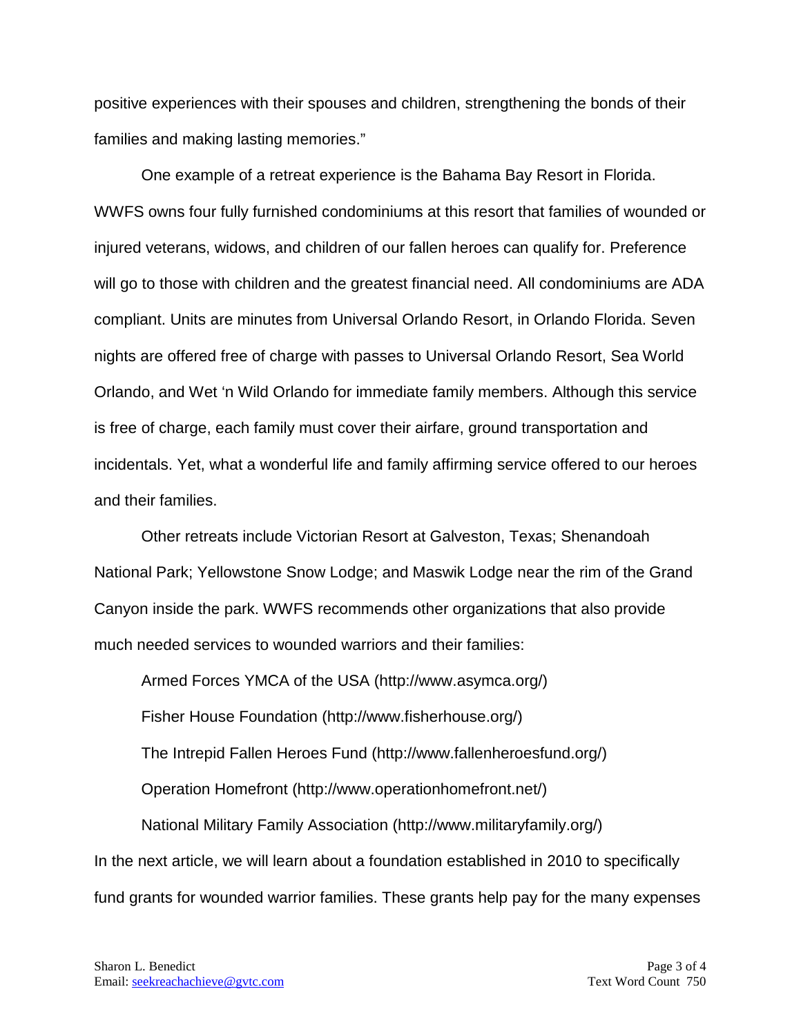positive experiences with their spouses and children, strengthening the bonds of their families and making lasting memories."

One example of a retreat experience is the Bahama Bay Resort in Florida. WWFS owns four fully furnished condominiums at this resort that families of wounded or injured veterans, widows, and children of our fallen heroes can qualify for. Preference will go to those with children and the greatest financial need. All condominiums are ADA compliant. Units are minutes from Universal Orlando Resort, in Orlando Florida. Seven nights are offered free of charge with passes to Universal Orlando Resort, Sea World Orlando, and Wet 'n Wild Orlando for immediate family members. Although this service is free of charge, each family must cover their airfare, ground transportation and incidentals. Yet, what a wonderful life and family affirming service offered to our heroes and their families.

Other retreats include Victorian Resort at Galveston, Texas; Shenandoah National Park; Yellowstone Snow Lodge; and Maswik Lodge near the rim of the Grand Canyon inside the park. WWFS recommends other organizations that also provide much needed services to wounded warriors and their families:

Armed Forces YMCA of the USA (http://www.asymca.org/)

Fisher House Foundation (http://www.fisherhouse.org/)

The Intrepid Fallen Heroes Fund (http://www.fallenheroesfund.org/)

Operation Homefront (http://www.operationhomefront.net/)

National Military Family Association (http://www.militaryfamily.org/)

In the next article, we will learn about a foundation established in 2010 to specifically fund grants for wounded warrior families. These grants help pay for the many expenses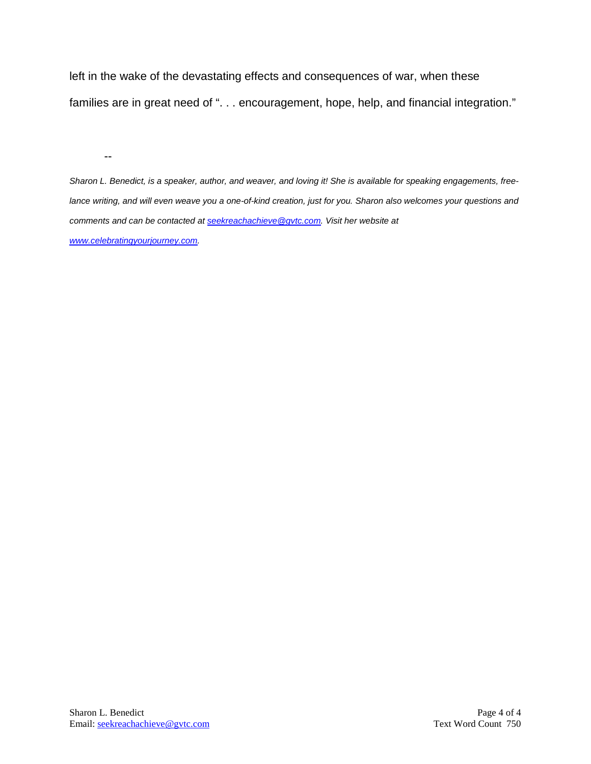left in the wake of the devastating effects and consequences of war, when these families are in great need of ". . . encouragement, hope, help, and financial integration."

--

*Sharon L. Benedict, is a speaker, author, and weaver, and loving it! She is available for speaking engagements, free-lance writing, and will even weave you a one-of-kind creation, just for you. Sharon also welcomes your questions and comments and can be contacted at [seekreachachieve@gvtc.com](mailto:seekreachachieve@gvtc.com). Visit her website at [www.celebratingyourjourney.com](http://www.celebratingyourjourney.com).*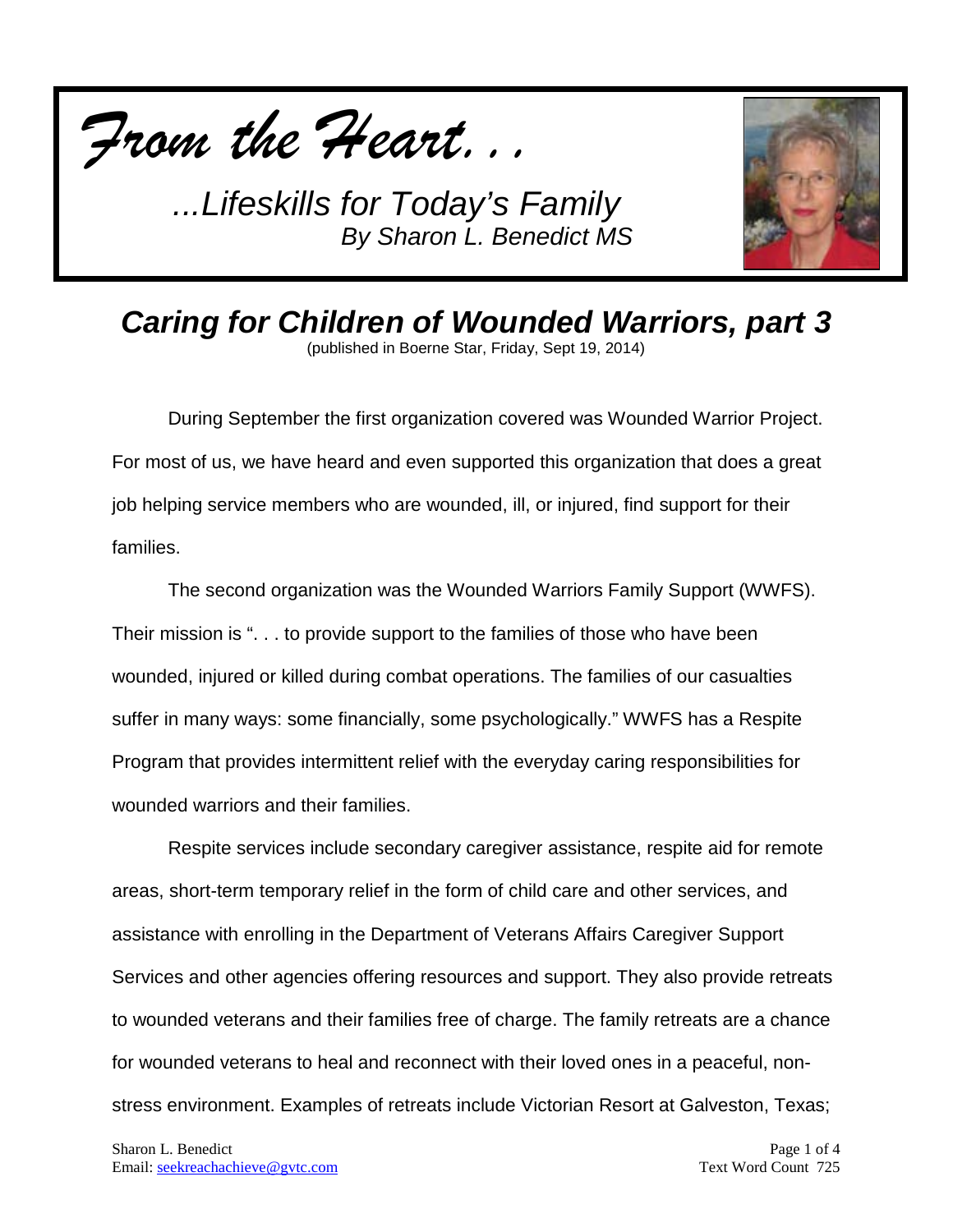*From the Heart...*

*...Lifeskills for Today's Family*
*By Sharon L. Benedict MS*

## *Caring for Children of Wounded Warriors, part 3*

(published in Boerne Star, Friday, Sept 19, 2014)

During September the first organization covered was Wounded Warrior Project. For most of us, we have heard and even supported this organization that does a great job helping service members who are wounded, ill, or injured, find support for their families.

The second organization was the Wounded Warriors Family Support (WWFS). Their mission is ". . . to provide support to the families of those who have been wounded, injured or killed during combat operations. The families of our casualties suffer in many ways: some financially, some psychologically." WWFS has a Respite Program that provides intermittent relief with the everyday caring responsibilities for wounded warriors and their families.

Respite services include secondary caregiver assistance, respite aid for remote areas, short-term temporary relief in the form of child care and other services, and assistance with enrolling in the Department of Veterans Affairs Caregiver Support Services and other agencies offering resources and support. They also provide retreats to wounded veterans and their families free of charge. The family retreats are a chance for wounded veterans to heal and reconnect with their loved ones in a peaceful, non-stress environment. Examples of retreats include Victorian Resort at Galveston, Texas;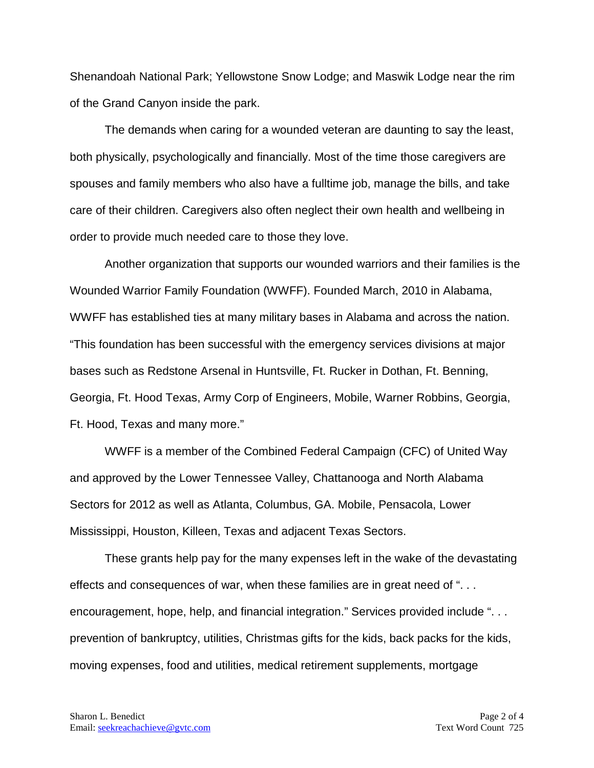Shenandoah National Park; Yellowstone Snow Lodge; and Maswik Lodge near the rim of the Grand Canyon inside the park.

The demands when caring for a wounded veteran are daunting to say the least, both physically, psychologically and financially. Most of the time those caregivers are spouses and family members who also have a fulltime job, manage the bills, and take care of their children. Caregivers also often neglect their own health and wellbeing in order to provide much needed care to those they love.

Another organization that supports our wounded warriors and their families is the Wounded Warrior Family Foundation (WWFF). Founded March, 2010 in Alabama, WWFF has established ties at many military bases in Alabama and across the nation. "This foundation has been successful with the emergency services divisions at major bases such as Redstone Arsenal in Huntsville, Ft. Rucker in Dothan, Ft. Benning, Georgia, Ft. Hood Texas, Army Corp of Engineers, Mobile, Warner Robbins, Georgia, Ft. Hood, Texas and many more."

WWFF is a member of the Combined Federal Campaign (CFC) of United Way and approved by the Lower Tennessee Valley, Chattanooga and North Alabama Sectors for 2012 as well as Atlanta, Columbus, GA. Mobile, Pensacola, Lower Mississippi, Houston, Killeen, Texas and adjacent Texas Sectors.

These grants help pay for the many expenses left in the wake of the devastating effects and consequences of war, when these families are in great need of ". . . encouragement, hope, help, and financial integration." Services provided include ". . . prevention of bankruptcy, utilities, Christmas gifts for the kids, back packs for the kids, moving expenses, food and utilities, medical retirement supplements, mortgage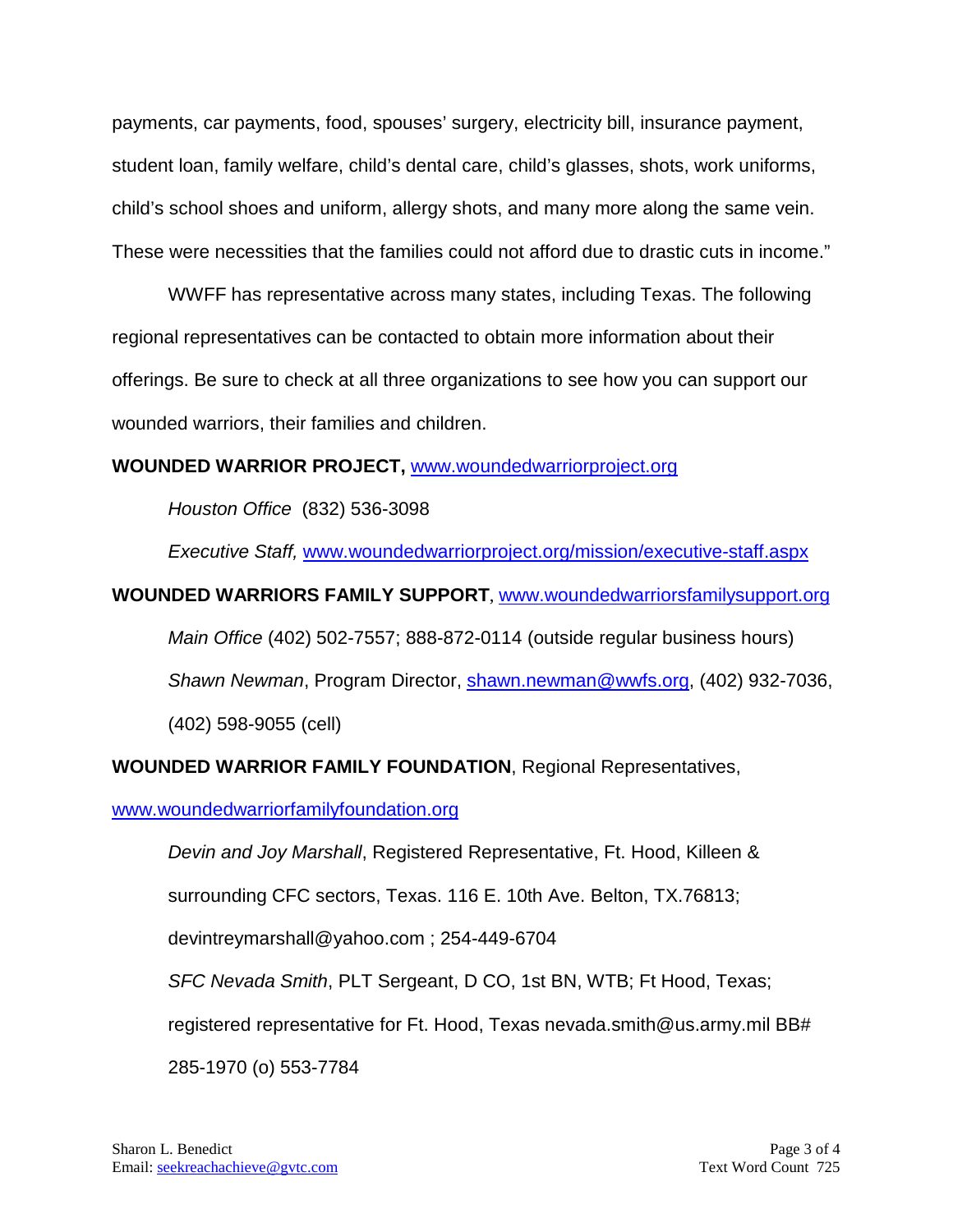payments, car payments, food, spouses' surgery, electricity bill, insurance payment, student loan, family welfare, child's dental care, child's glasses, shots, work uniforms, child's school shoes and uniform, allergy shots, and many more along the same vein. These were necessities that the families could not afford due to drastic cuts in income."

WWFF has representative across many states, including Texas. The following regional representatives can be contacted to obtain more information about their offerings. Be sure to check at all three organizations to see how you can support our wounded warriors, their families and children.

**WOUNDED WARRIOR PROJECT,** www.woundedwarriorproject.org

*Houston Office* (832) 536-3098

*Executive Staff,* www.woundedwarriorproject.org/mission/executive-staff.aspx

**WOUNDED WARRIORS FAMILY SUPPORT**, www.woundedwarriorsfamilysupport.org

*Main Office* (402) 502-7557; 888-872-0114 (outside regular business hours)

*Shawn Newman*, Program Director, shawn.newman@wwfs.org, (402) 932-7036, (402) 598-9055 (cell)

**WOUNDED WARRIOR FAMILY FOUNDATION**, Regional Representatives, www.woundedwarriorfamilyfoundation.org

*Devin and Joy Marshall*, Registered Representative, Ft. Hood, Killeen & surrounding CFC sectors, Texas. 116 E. 10th Ave. Belton, TX.76813; devintreymarshall@yahoo.com ; 254-449-6704

*SFC Nevada Smith*, PLT Sergeant, D CO, 1st BN, WTB; Ft Hood, Texas; registered representative for Ft. Hood, Texas nevada.smith@us.army.mil BB# 285-1970 (o) 553-7784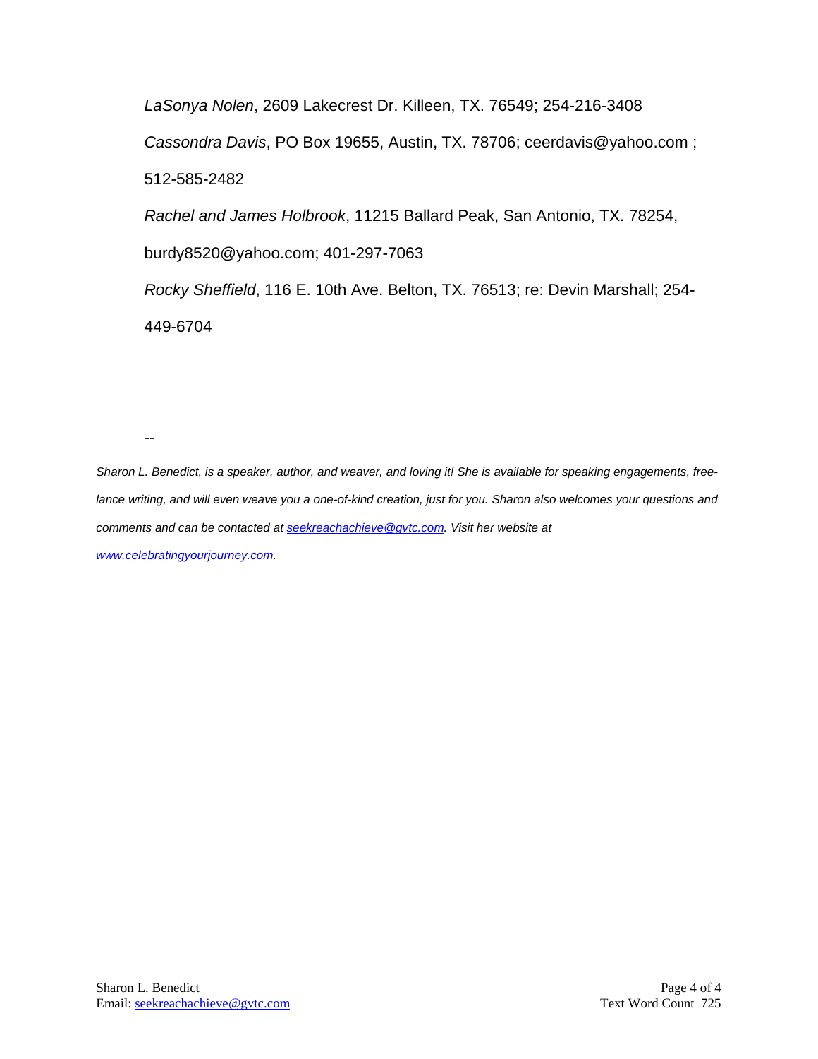*LaSonya Nolen*, 2609 Lakecrest Dr. Killeen, TX. 76549; 254-216-3408

*Cassondra Davis*, PO Box 19655, Austin, TX. 78706; ceerdavis@yahoo.com ; 512-585-2482

*Rachel and James Holbrook*, 11215 Ballard Peak, San Antonio, TX. 78254, burdy8520@yahoo.com; 401-297-7063

*Rocky Sheffield*, 116 E. 10th Ave. Belton, TX. 76513; re: Devin Marshall; 254-449-6704

--

*Sharon L. Benedict, is a speaker, author, and weaver, and loving it! She is available for speaking engagements, free-lance writing, and will even weave you a one-of-kind creation, just for you. Sharon also welcomes your questions and comments and can be contacted at [seekreachachieve@gvtc.com](mailto:seekreachachieve@gvtc.com). Visit her website at [www.celebratingyourjourney.com](http://www.celebratingyourjourney.com).*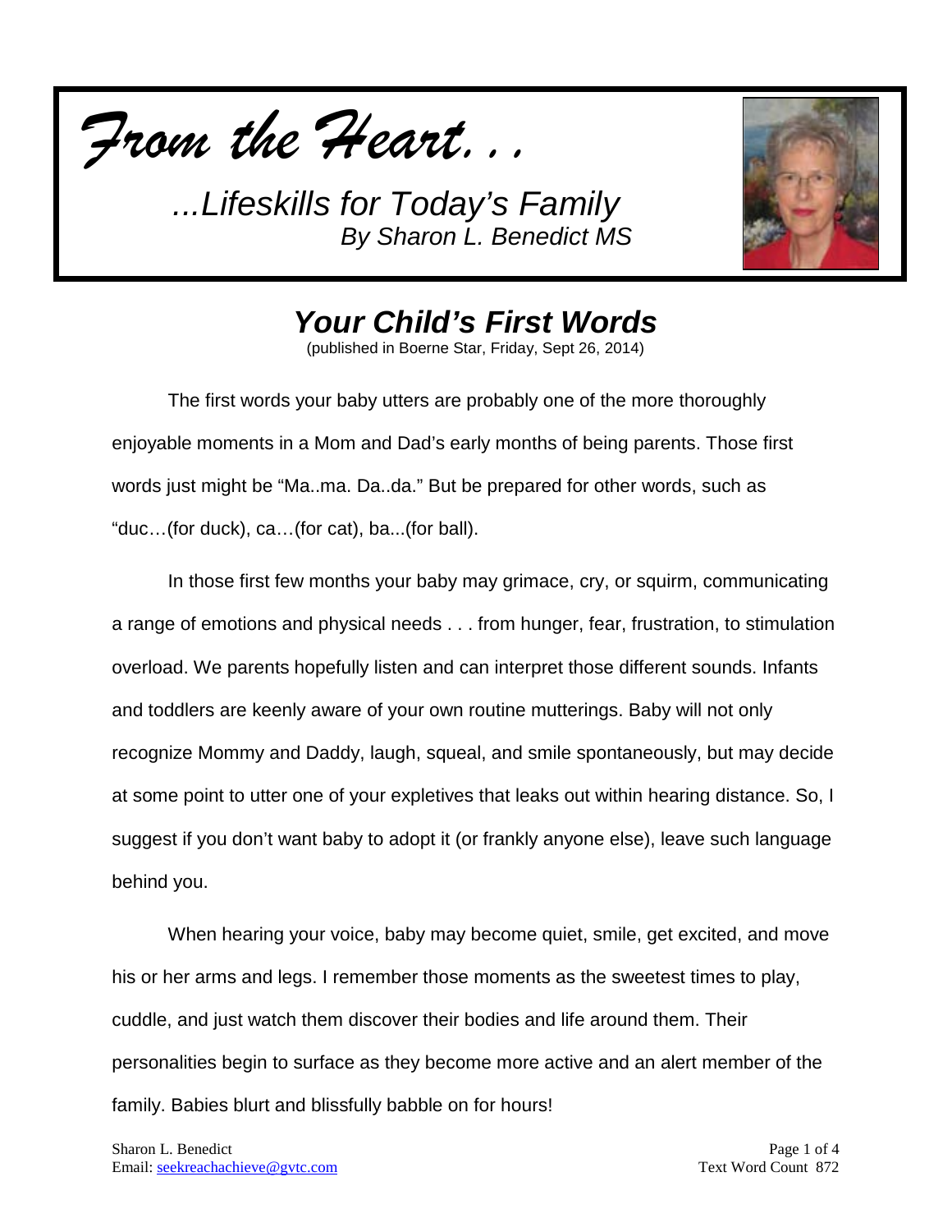*From the Heart...*

*...Lifeskills for Today's Family*
*By Sharon L. Benedict MS*

## *Your Child's First Words*

(published in Boerne Star, Friday, Sept 26, 2014)

The first words your baby utters are probably one of the more thoroughly enjoyable moments in a Mom and Dad's early months of being parents. Those first words just might be "Ma..ma. Da..da." But be prepared for other words, such as "duc…(for duck), ca…(for cat), ba...(for ball).

In those first few months your baby may grimace, cry, or squirm, communicating a range of emotions and physical needs . . . from hunger, fear, frustration, to stimulation overload. We parents hopefully listen and can interpret those different sounds. Infants and toddlers are keenly aware of your own routine mutterings. Baby will not only recognize Mommy and Daddy, laugh, squeal, and smile spontaneously, but may decide at some point to utter one of your expletives that leaks out within hearing distance. So, I suggest if you don't want baby to adopt it (or frankly anyone else), leave such language behind you.

When hearing your voice, baby may become quiet, smile, get excited, and move his or her arms and legs. I remember those moments as the sweetest times to play, cuddle, and just watch them discover their bodies and life around them. Their personalities begin to surface as they become more active and an alert member of the family. Babies blurt and blissfully babble on for hours!

Sharon L. Benedict
Email: seekreachachieve@gvtc.com

Text Word Count 872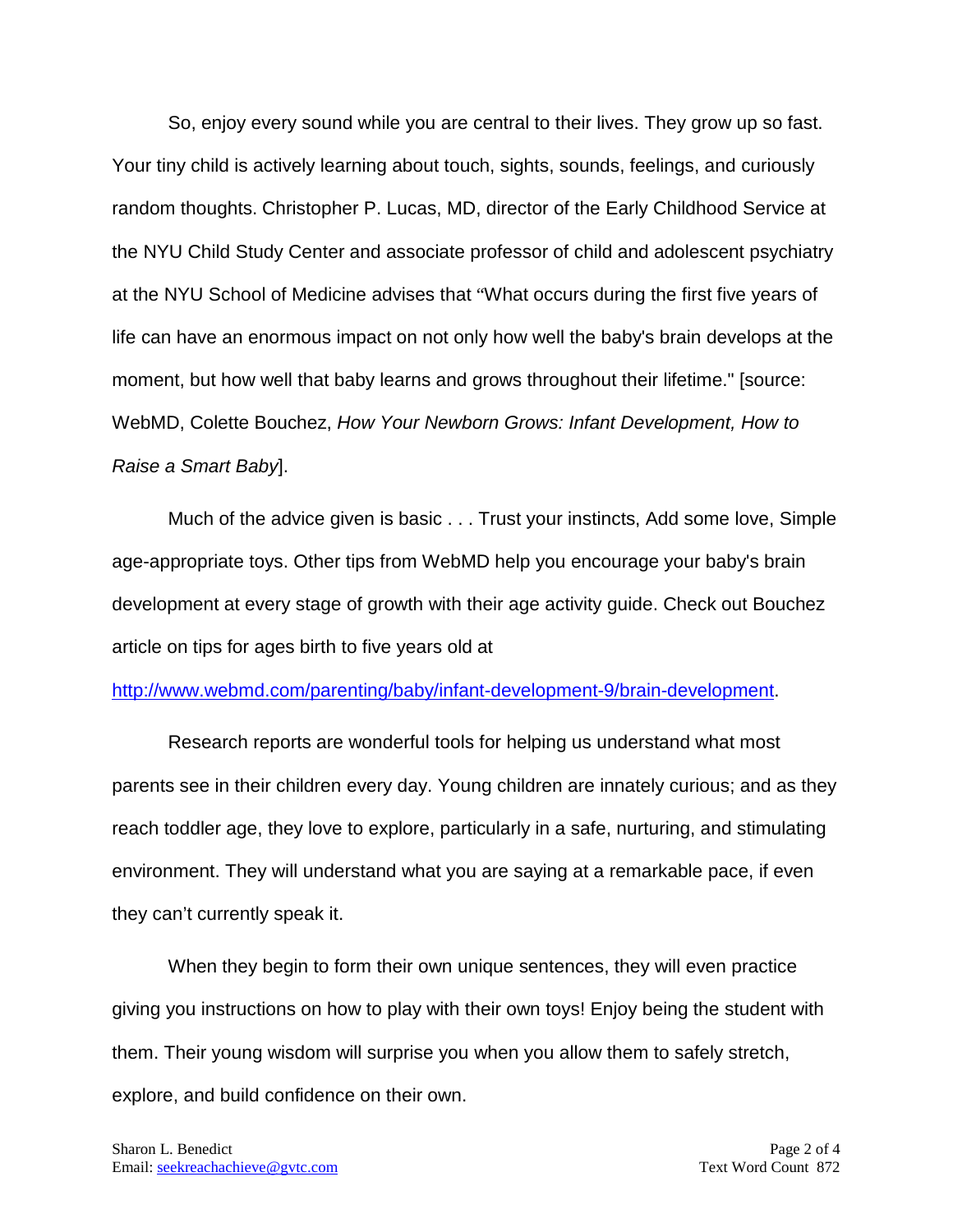So, enjoy every sound while you are central to their lives. They grow up so fast. Your tiny child is actively learning about touch, sights, sounds, feelings, and curiously random thoughts. Christopher P. Lucas, MD, director of the Early Childhood Service at the NYU Child Study Center and associate professor of child and adolescent psychiatry at the NYU School of Medicine advises that "What occurs during the first five years of life can have an enormous impact on not only how well the baby's brain develops at the moment, but how well that baby learns and grows throughout their lifetime." [source: WebMD, Colette Bouchez, *How Your Newborn Grows: Infant Development, How to Raise a Smart Baby*].

Much of the advice given is basic . . . Trust your instincts, Add some love, Simple age-appropriate toys. Other tips from WebMD help you encourage your baby's brain development at every stage of growth with their age activity guide. Check out Bouchez article on tips for ages birth to five years old at [http://www.webmd.com/parenting/baby/infant-development-9/brain-development](http://www.webmd.com/parenting/baby/infant-development-9/brain-development).

Research reports are wonderful tools for helping us understand what most parents see in their children every day. Young children are innately curious; and as they reach toddler age, they love to explore, particularly in a safe, nurturing, and stimulating environment. They will understand what you are saying at a remarkable pace, if even they can't currently speak it.

When they begin to form their own unique sentences, they will even practice giving you instructions on how to play with their own toys! Enjoy being the student with them. Their young wisdom will surprise you when you allow them to safely stretch, explore, and build confidence on their own.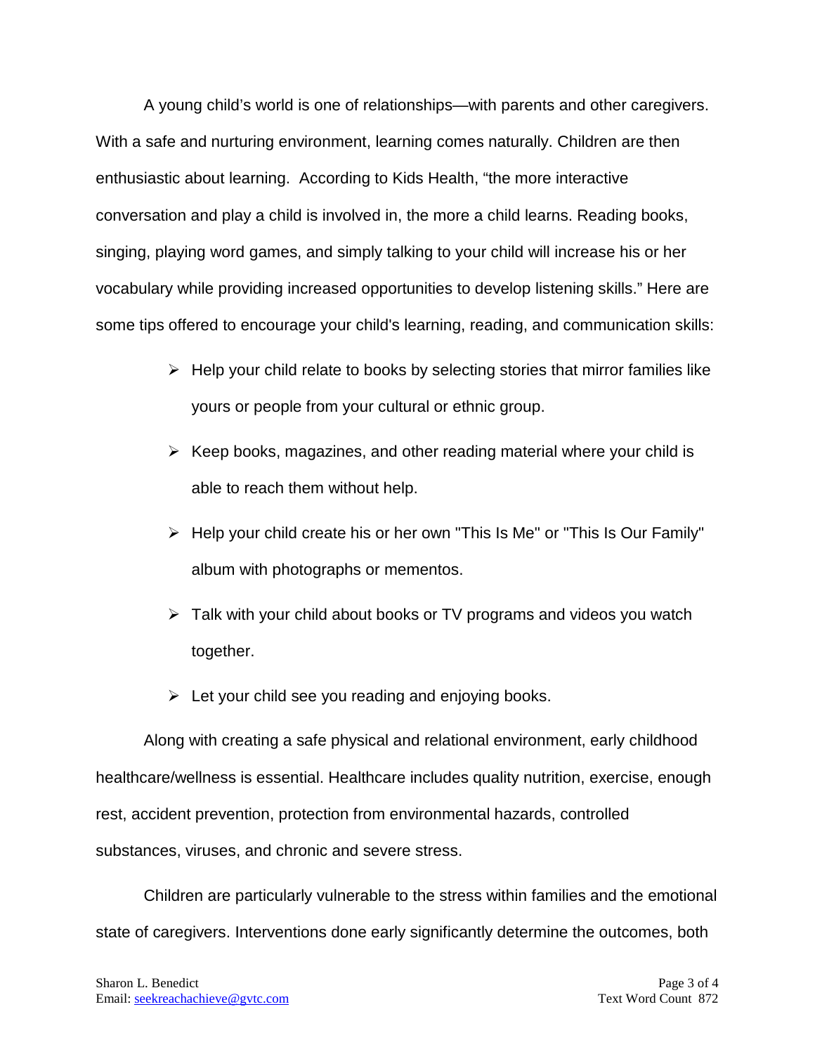A young child's world is one of relationships—with parents and other caregivers. With a safe and nurturing environment, learning comes naturally. Children are then enthusiastic about learning. According to Kids Health, "the more interactive conversation and play a child is involved in, the more a child learns. Reading books, singing, playing word games, and simply talking to your child will increase his or her vocabulary while providing increased opportunities to develop listening skills." Here are some tips offered to encourage your child's learning, reading, and communication skills:

- Help your child relate to books by selecting stories that mirror families like yours or people from your cultural or ethnic group.
- Keep books, magazines, and other reading material where your child is able to reach them without help.
- Help your child create his or her own "This Is Me" or "This Is Our Family" album with photographs or mementos.
- Talk with your child about books or TV programs and videos you watch together.
- Let your child see you reading and enjoying books.

Along with creating a safe physical and relational environment, early childhood healthcare/wellness is essential. Healthcare includes quality nutrition, exercise, enough rest, accident prevention, protection from environmental hazards, controlled substances, viruses, and chronic and severe stress.

Children are particularly vulnerable to the stress within families and the emotional state of caregivers. Interventions done early significantly determine the outcomes, both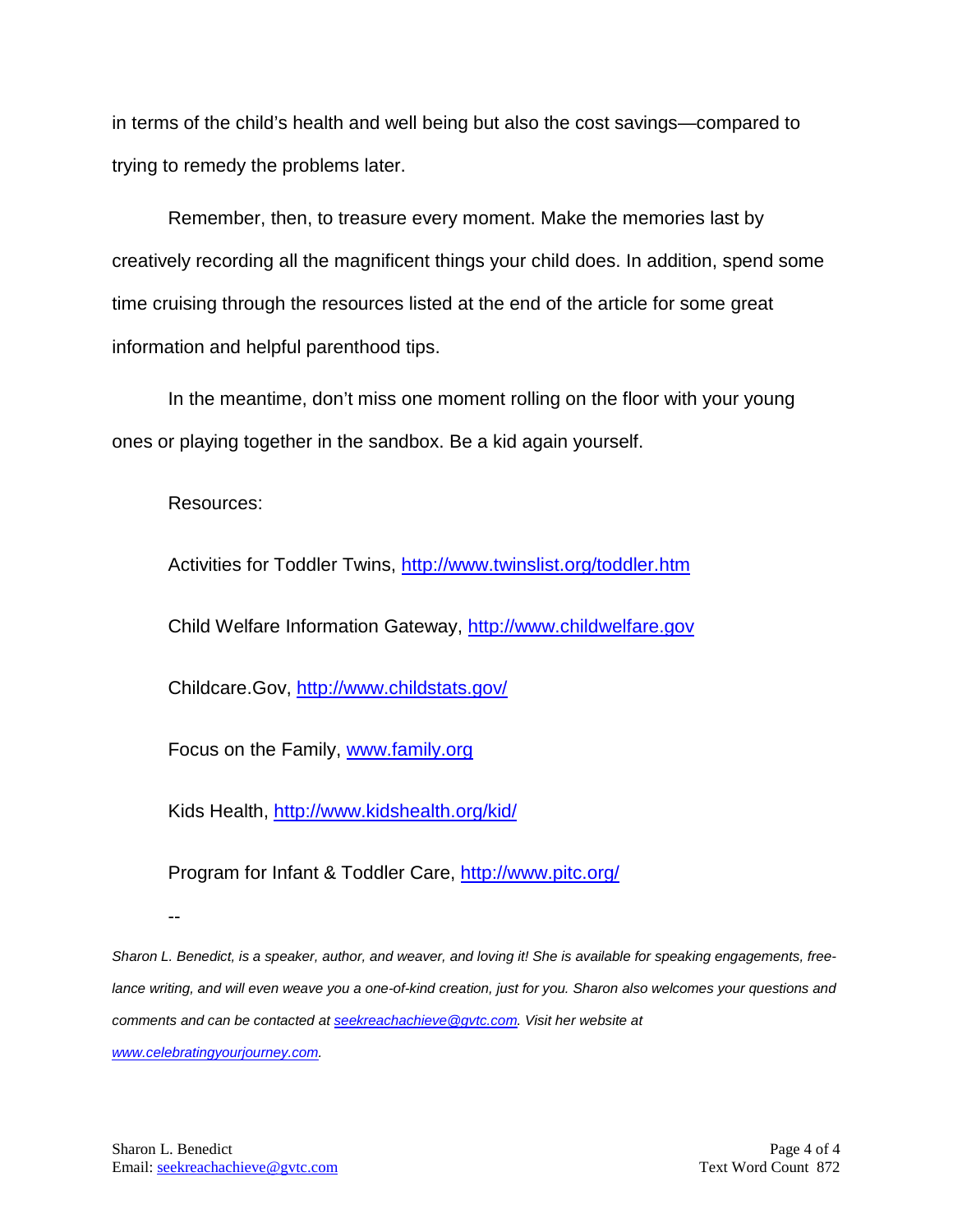in terms of the child's health and well being but also the cost savings—compared to trying to remedy the problems later.

Remember, then, to treasure every moment. Make the memories last by creatively recording all the magnificent things your child does. In addition, spend some time cruising through the resources listed at the end of the article for some great information and helpful parenthood tips.

In the meantime, don't miss one moment rolling on the floor with your young ones or playing together in the sandbox. Be a kid again yourself.

Resources:

Activities for Toddler Twins, http://www.twinslist.org/toddler.htm

Child Welfare Information Gateway, http://www.childwelfare.gov

Childcare.Gov, http://www.childstats.gov/

Focus on the Family, www.family.org

Kids Health, http://www.kidshealth.org/kid/

Program for Infant & Toddler Care, http://www.pitc.org/

--

*Sharon L. Benedict, is a speaker, author, and weaver, and loving it! She is available for speaking engagements, free-lance writing, and will even weave you a one-of-kind creation, just for you. Sharon also welcomes your questions and comments and can be contacted at seekreachachieve@gvtc.com. Visit her website at www.celebratingyourjourney.com.*

Text Word Count 872